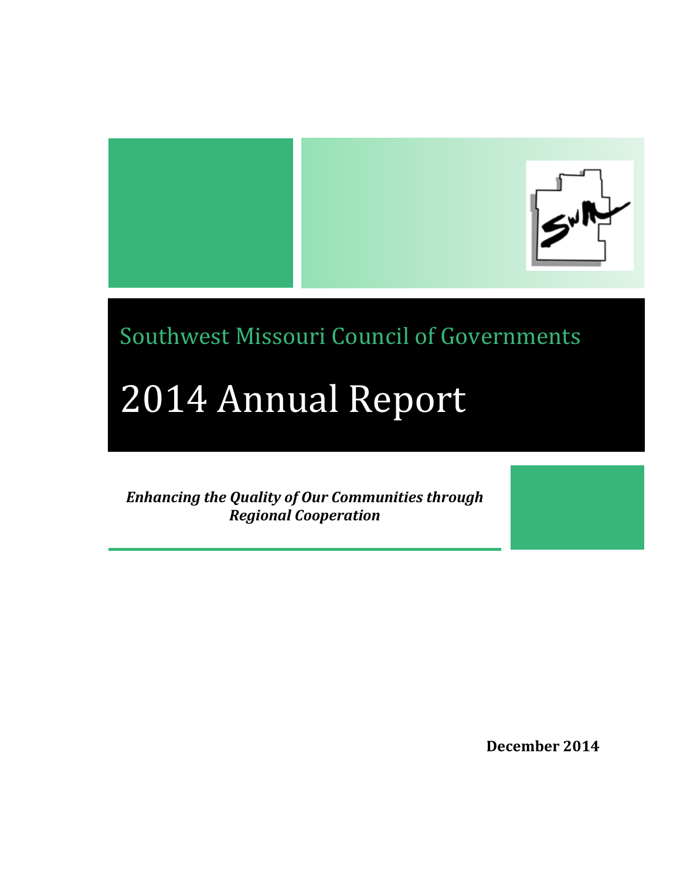# Southwest Missouri Council of Governments

# 2014 Annual Report

***Enhancing the Quality of Our Communities through Regional Cooperation***

**December 2014**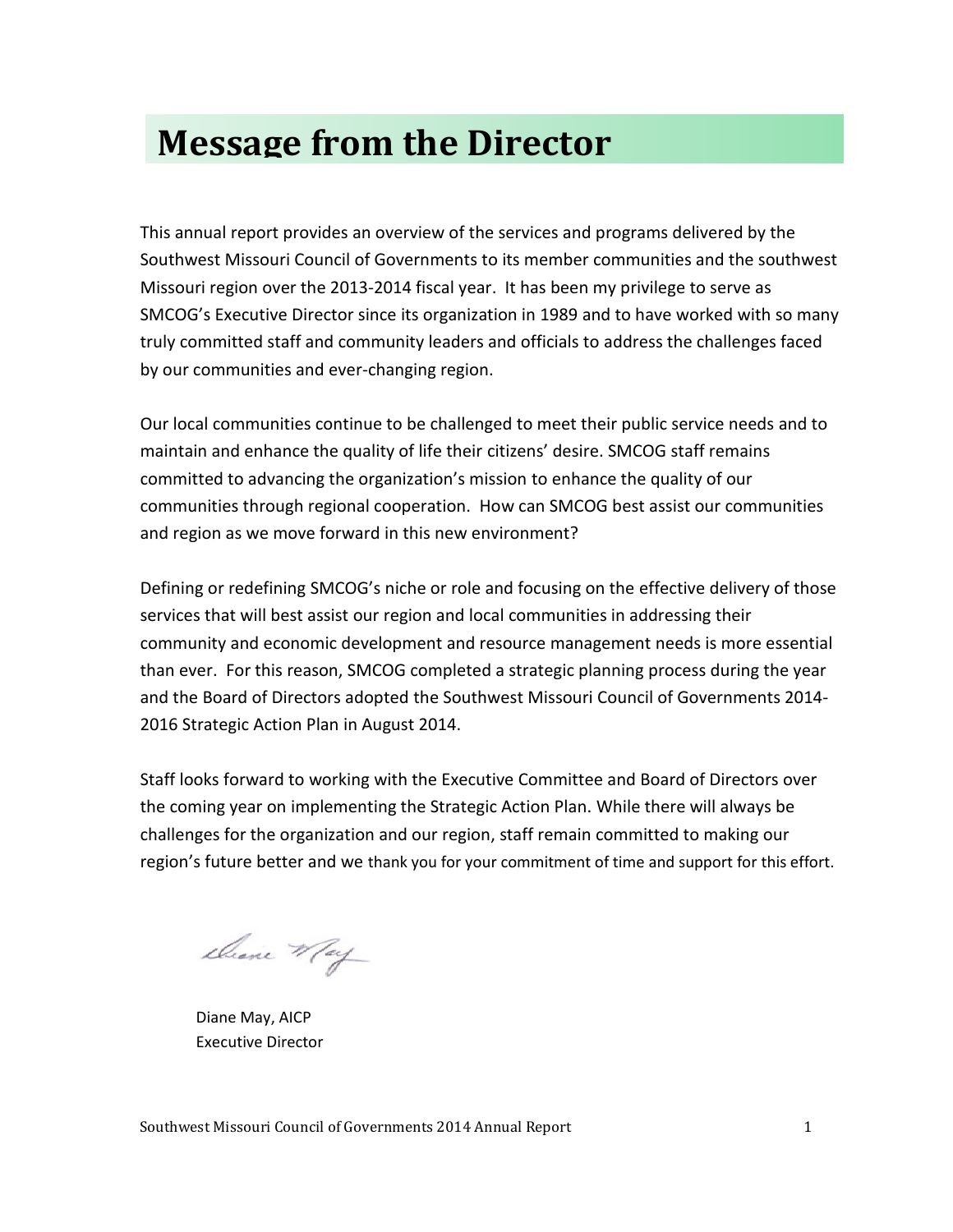# Message from the Director

This annual report provides an overview of the services and programs delivered by the Southwest Missouri Council of Governments to its member communities and the southwest Missouri region over the 2013-2014 fiscal year. It has been my privilege to serve as SMCOG's Executive Director since its organization in 1989 and to have worked with so many truly committed staff and community leaders and officials to address the challenges faced by our communities and ever-changing region.

Our local communities continue to be challenged to meet their public service needs and to maintain and enhance the quality of life their citizens' desire. SMCOG staff remains committed to advancing the organization's mission to enhance the quality of our communities through regional cooperation. How can SMCOG best assist our communities and region as we move forward in this new environment?

Defining or redefining SMCOG's niche or role and focusing on the effective delivery of those services that will best assist our region and local communities in addressing their community and economic development and resource management needs is more essential than ever. For this reason, SMCOG completed a strategic planning process during the year and the Board of Directors adopted the Southwest Missouri Council of Governments 2014-2016 Strategic Action Plan in August 2014.

Staff looks forward to working with the Executive Committee and Board of Directors over the coming year on implementing the Strategic Action Plan. While there will always be challenges for the organization and our region, staff remain committed to making our region's future better and we thank you for your commitment of time and support for this effort.

Diane May, AICP
Executive Director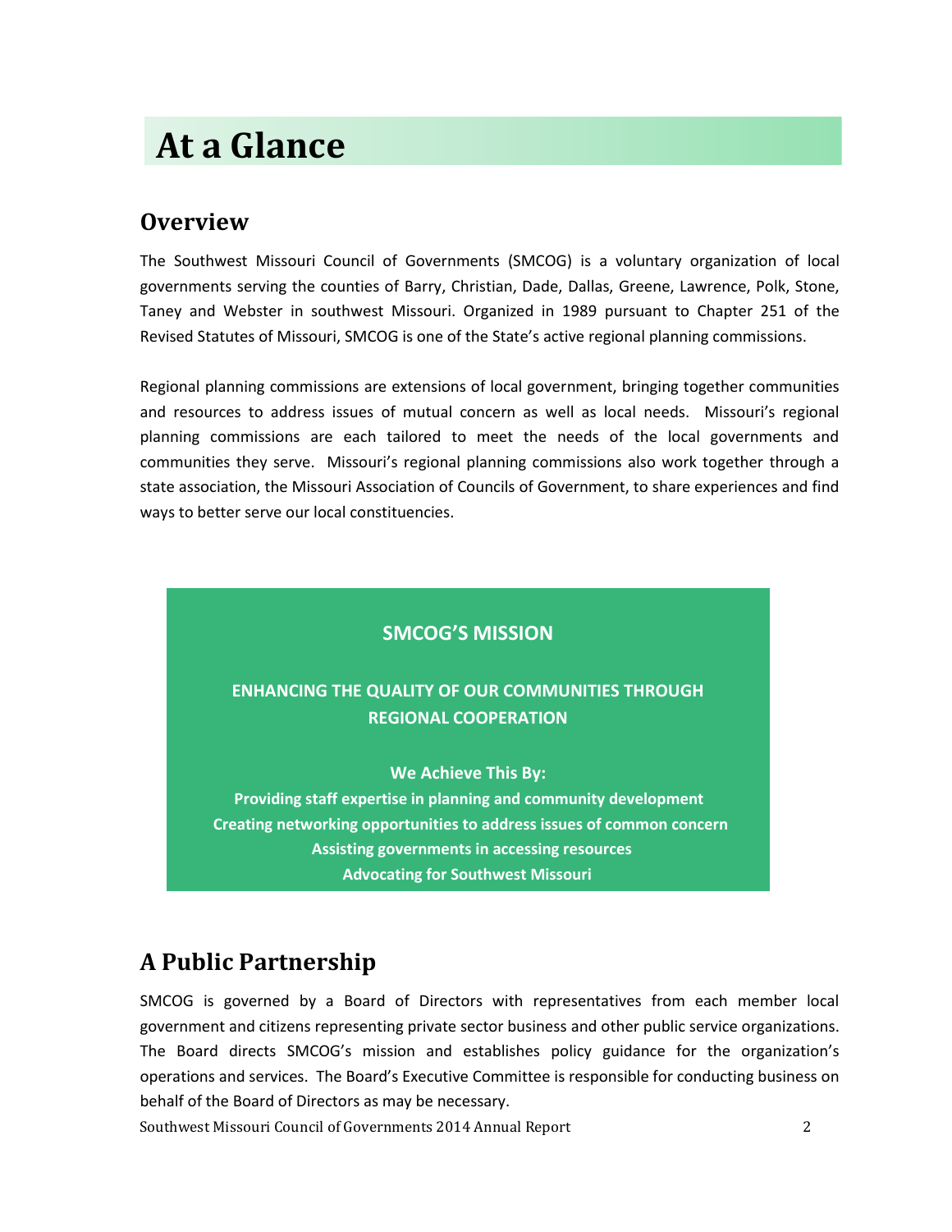# At a Glance

## Overview

The Southwest Missouri Council of Governments (SMCOG) is a voluntary organization of local governments serving the counties of Barry, Christian, Dade, Dallas, Greene, Lawrence, Polk, Stone, Taney and Webster in southwest Missouri. Organized in 1989 pursuant to Chapter 251 of the Revised Statutes of Missouri, SMCOG is one of the State's active regional planning commissions.

Regional planning commissions are extensions of local government, bringing together communities and resources to address issues of mutual concern as well as local needs. Missouri's regional planning commissions are each tailored to meet the needs of the local governments and communities they serve. Missouri's regional planning commissions also work together through a state association, the Missouri Association of Councils of Government, to share experiences and find ways to better serve our local constituencies.

**SMCOG'S MISSION**

**ENHANCING THE QUALITY OF OUR COMMUNITIES THROUGH REGIONAL COOPERATION**

**We Achieve This By:**

**Providing staff expertise in planning and community development**
**Creating networking opportunities to address issues of common concern**
**Assisting governments in accessing resources**
**Advocating for Southwest Missouri**

## A Public Partnership

SMCOG is governed by a Board of Directors with representatives from each member local government and citizens representing private sector business and other public service organizations. The Board directs SMCOG's mission and establishes policy guidance for the organization's operations and services. The Board's Executive Committee is responsible for conducting business on behalf of the Board of Directors as may be necessary.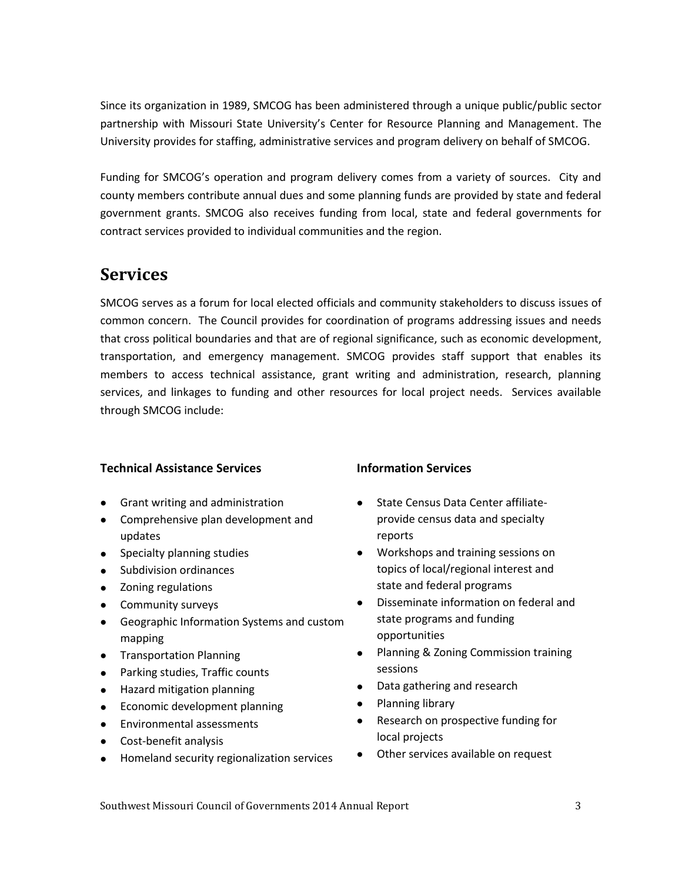Since its organization in 1989, SMCOG has been administered through a unique public/public sector partnership with Missouri State University's Center for Resource Planning and Management. The University provides for staffing, administrative services and program delivery on behalf of SMCOG.

Funding for SMCOG's operation and program delivery comes from a variety of sources. City and county members contribute annual dues and some planning funds are provided by state and federal government grants. SMCOG also receives funding from local, state and federal governments for contract services provided to individual communities and the region.

## Services

SMCOG serves as a forum for local elected officials and community stakeholders to discuss issues of common concern. The Council provides for coordination of programs addressing issues and needs that cross political boundaries and that are of regional significance, such as economic development, transportation, and emergency management. SMCOG provides staff support that enables its members to access technical assistance, grant writing and administration, research, planning services, and linkages to funding and other resources for local project needs. Services available through SMCOG include:

### Technical Assistance Services

- Grant writing and administration
- Comprehensive plan development and updates
- Specialty planning studies
- Subdivision ordinances
- Zoning regulations
- Community surveys
- Geographic Information Systems and custom mapping
- Transportation Planning
- Parking studies, Traffic counts
- Hazard mitigation planning
- Economic development planning
- Environmental assessments
- Cost-benefit analysis
- Homeland security regionalization services

### Information Services

- State Census Data Center affiliate-provide census data and specialty reports
- Workshops and training sessions on topics of local/regional interest and state and federal programs
- Disseminate information on federal and state programs and funding opportunities
- Planning & Zoning Commission training sessions
- Data gathering and research
- Planning library
- Research on prospective funding for local projects
- Other services available on request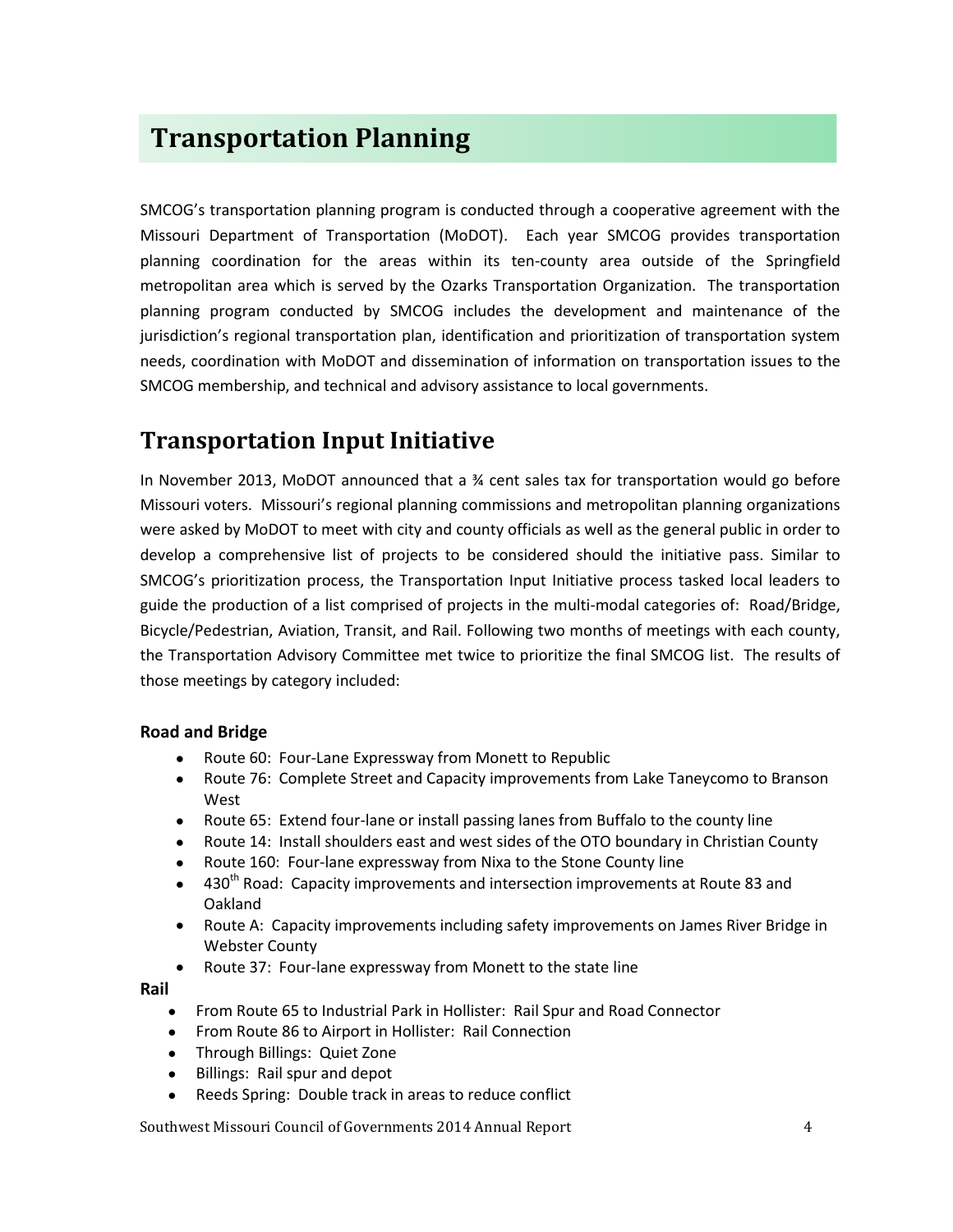# Transportation Planning

SMCOG's transportation planning program is conducted through a cooperative agreement with the Missouri Department of Transportation (MoDOT). Each year SMCOG provides transportation planning coordination for the areas within its ten-county area outside of the Springfield metropolitan area which is served by the Ozarks Transportation Organization. The transportation planning program conducted by SMCOG includes the development and maintenance of the jurisdiction's regional transportation plan, identification and prioritization of transportation system needs, coordination with MoDOT and dissemination of information on transportation issues to the SMCOG membership, and technical and advisory assistance to local governments.

## Transportation Input Initiative

In November 2013, MoDOT announced that a ¾ cent sales tax for transportation would go before Missouri voters. Missouri's regional planning commissions and metropolitan planning organizations were asked by MoDOT to meet with city and county officials as well as the general public in order to develop a comprehensive list of projects to be considered should the initiative pass. Similar to SMCOG's prioritization process, the Transportation Input Initiative process tasked local leaders to guide the production of a list comprised of projects in the multi-modal categories of: Road/Bridge, Bicycle/Pedestrian, Aviation, Transit, and Rail. Following two months of meetings with each county, the Transportation Advisory Committee met twice to prioritize the final SMCOG list. The results of those meetings by category included:

### Road and Bridge

- Route 60: Four-Lane Expressway from Monett to Republic
- Route 76: Complete Street and Capacity improvements from Lake Taneycomo to Branson West
- Route 65: Extend four-lane or install passing lanes from Buffalo to the county line
- Route 14: Install shoulders east and west sides of the OTO boundary in Christian County
- Route 160: Four-lane expressway from Nixa to the Stone County line
- 430th Road: Capacity improvements and intersection improvements at Route 83 and Oakland
- Route A: Capacity improvements including safety improvements on James River Bridge in Webster County
- Route 37: Four-lane expressway from Monett to the state line

### Rail

- From Route 65 to Industrial Park in Hollister: Rail Spur and Road Connector
- From Route 86 to Airport in Hollister: Rail Connection
- Through Billings: Quiet Zone
- Billings: Rail spur and depot
- Reeds Spring: Double track in areas to reduce conflict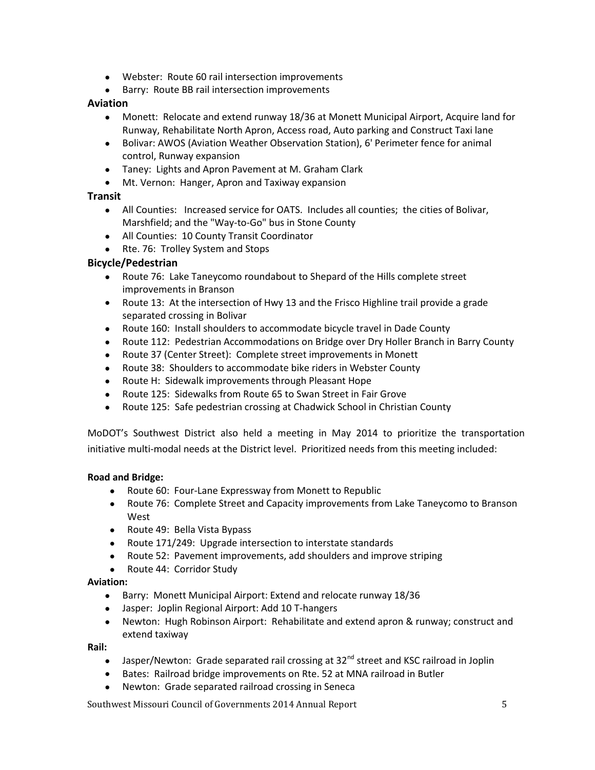- Webster: Route 60 rail intersection improvements
- Barry: Route BB rail intersection improvements

### Aviation

- Monett: Relocate and extend runway 18/36 at Monett Municipal Airport, Acquire land for Runway, Rehabilitate North Apron, Access road, Auto parking and Construct Taxi lane
- Bolivar: AWOS (Aviation Weather Observation Station), 6' Perimeter fence for animal control, Runway expansion
- Taney: Lights and Apron Pavement at M. Graham Clark
- Mt. Vernon: Hanger, Apron and Taxiway expansion

### Transit

- All Counties: Increased service for OATS. Includes all counties; the cities of Bolivar, Marshfield; and the "Way-to-Go" bus in Stone County
- All Counties: 10 County Transit Coordinator
- Rte. 76: Trolley System and Stops

### Bicycle/Pedestrian

- Route 76: Lake Taneycomo roundabout to Shepard of the Hills complete street improvements in Branson
- Route 13: At the intersection of Hwy 13 and the Frisco Highline trail provide a grade separated crossing in Bolivar
- Route 160: Install shoulders to accommodate bicycle travel in Dade County
- Route 112: Pedestrian Accommodations on Bridge over Dry Holler Branch in Barry County
- Route 37 (Center Street): Complete street improvements in Monett
- Route 38: Shoulders to accommodate bike riders in Webster County
- Route H: Sidewalk improvements through Pleasant Hope
- Route 125: Sidewalks from Route 65 to Swan Street in Fair Grove
- Route 125: Safe pedestrian crossing at Chadwick School in Christian County

MoDOT's Southwest District also held a meeting in May 2014 to prioritize the transportation initiative multi-modal needs at the District level. Prioritized needs from this meeting included:

**Road and Bridge:**

- Route 60: Four-Lane Expressway from Monett to Republic
- Route 76: Complete Street and Capacity improvements from Lake Taneycomo to Branson West
- Route 49: Bella Vista Bypass
- Route 171/249: Upgrade intersection to interstate standards
- Route 52: Pavement improvements, add shoulders and improve striping
- Route 44: Corridor Study

**Aviation:**

- Barry: Monett Municipal Airport: Extend and relocate runway 18/36
- Jasper: Joplin Regional Airport: Add 10 T-hangers
- Newton: Hugh Robinson Airport: Rehabilitate and extend apron & runway; construct and extend taxiway

**Rail:**

- Jasper/Newton: Grade separated rail crossing at 32nd street and KSC railroad in Joplin
- Bates: Railroad bridge improvements on Rte. 52 at MNA railroad in Butler
- Newton: Grade separated railroad crossing in Seneca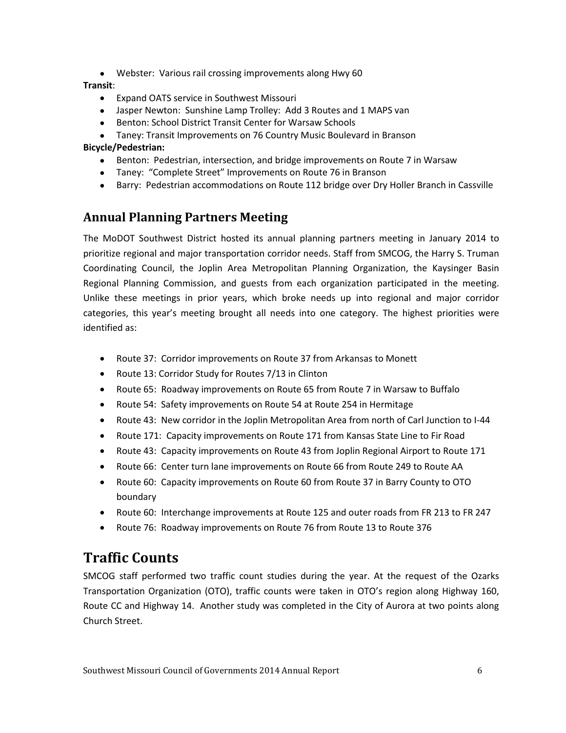- Webster: Various rail crossing improvements along Hwy 60

**Transit**:

- Expand OATS service in Southwest Missouri
- Jasper Newton: Sunshine Lamp Trolley: Add 3 Routes and 1 MAPS van
- Benton: School District Transit Center for Warsaw Schools
- Taney: Transit Improvements on 76 Country Music Boulevard in Branson

**Bicycle/Pedestrian:**

- Benton: Pedestrian, intersection, and bridge improvements on Route 7 in Warsaw
- Taney: "Complete Street" Improvements on Route 76 in Branson
- Barry: Pedestrian accommodations on Route 112 bridge over Dry Holler Branch in Cassville

## Annual Planning Partners Meeting

The MoDOT Southwest District hosted its annual planning partners meeting in January 2014 to prioritize regional and major transportation corridor needs. Staff from SMCOG, the Harry S. Truman Coordinating Council, the Joplin Area Metropolitan Planning Organization, the Kaysinger Basin Regional Planning Commission, and guests from each organization participated in the meeting. Unlike these meetings in prior years, which broke needs up into regional and major corridor categories, this year's meeting brought all needs into one category. The highest priorities were identified as:

- Route 37: Corridor improvements on Route 37 from Arkansas to Monett
- Route 13: Corridor Study for Routes 7/13 in Clinton
- Route 65: Roadway improvements on Route 65 from Route 7 in Warsaw to Buffalo
- Route 54: Safety improvements on Route 54 at Route 254 in Hermitage
- Route 43: New corridor in the Joplin Metropolitan Area from north of Carl Junction to I-44
- Route 171: Capacity improvements on Route 171 from Kansas State Line to Fir Road
- Route 43: Capacity improvements on Route 43 from Joplin Regional Airport to Route 171
- Route 66: Center turn lane improvements on Route 66 from Route 249 to Route AA
- Route 60: Capacity improvements on Route 60 from Route 37 in Barry County to OTO boundary
- Route 60: Interchange improvements at Route 125 and outer roads from FR 213 to FR 247
- Route 76: Roadway improvements on Route 76 from Route 13 to Route 376

# Traffic Counts

SMCOG staff performed two traffic count studies during the year. At the request of the Ozarks Transportation Organization (OTO), traffic counts were taken in OTO's region along Highway 160, Route CC and Highway 14. Another study was completed in the City of Aurora at two points along Church Street.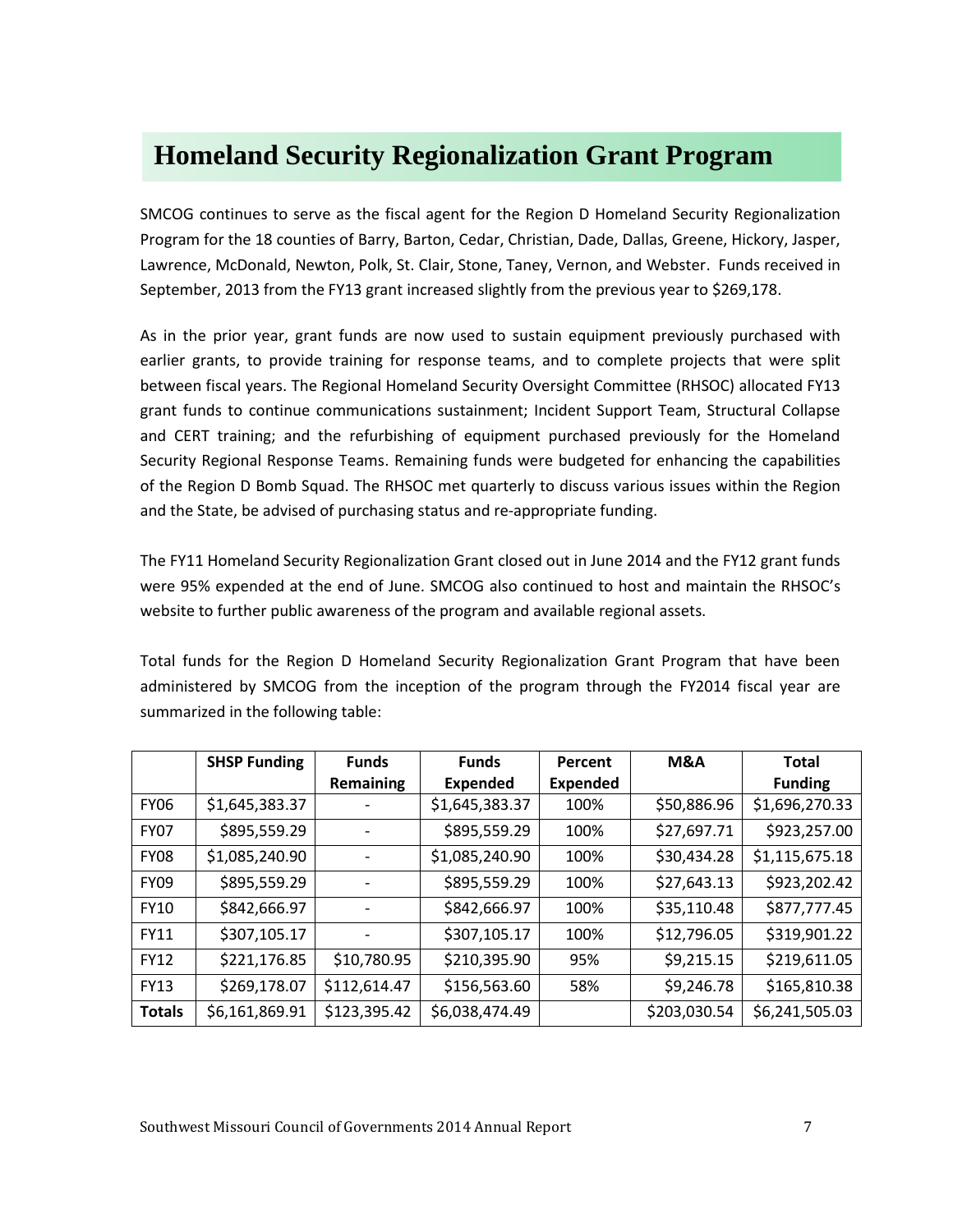# Homeland Security Regionalization Grant Program

SMCOG continues to serve as the fiscal agent for the Region D Homeland Security Regionalization Program for the 18 counties of Barry, Barton, Cedar, Christian, Dade, Dallas, Greene, Hickory, Jasper, Lawrence, McDonald, Newton, Polk, St. Clair, Stone, Taney, Vernon, and Webster. Funds received in September, 2013 from the FY13 grant increased slightly from the previous year to $269,178.

As in the prior year, grant funds are now used to sustain equipment previously purchased with earlier grants, to provide training for response teams, and to complete projects that were split between fiscal years. The Regional Homeland Security Oversight Committee (RHSOC) allocated FY13 grant funds to continue communications sustainment; Incident Support Team, Structural Collapse and CERT training; and the refurbishing of equipment purchased previously for the Homeland Security Regional Response Teams. Remaining funds were budgeted for enhancing the capabilities of the Region D Bomb Squad. The RHSOC met quarterly to discuss various issues within the Region and the State, be advised of purchasing status and re-appropriate funding.

The FY11 Homeland Security Regionalization Grant closed out in June 2014 and the FY12 grant funds were 95% expended at the end of June. SMCOG also continued to host and maintain the RHSOC's website to further public awareness of the program and available regional assets.

Total funds for the Region D Homeland Security Regionalization Grant Program that have been administered by SMCOG from the inception of the program through the FY2014 fiscal year are summarized in the following table:

| | SHSP Funding | Funds Remaining | Funds Expended | Percent Expended | M&A | Total Funding |
|---|---|---|---|---|---|---|
| FY06 | $1,645,383.37 | - | $1,645,383.37 | 100% | $50,886.96 | $1,696,270.33 |
| FY07 | $895,559.29 | - | $895,559.29 | 100% | $27,697.71 | $923,257.00 |
| FY08 | $1,085,240.90 | - | $1,085,240.90 | 100% | $30,434.28 | $1,115,675.18 |
| FY09 | $895,559.29 | - | $895,559.29 | 100% | $27,643.13 | $923,202.42 |
| FY10 | $842,666.97 | - | $842,666.97 | 100% | $35,110.48 | $877,777.45 |
| FY11 | $307,105.17 | - | $307,105.17 | 100% | $12,796.05 | $319,901.22 |
| FY12 | $221,176.85 | $10,780.95 | $210,395.90 | 95% | $9,215.15 | $219,611.05 |
| FY13 | $269,178.07 | $112,614.47 | $156,563.60 | 58% | $9,246.78 | $165,810.38 |
| **Totals** | $6,161,869.91 | $123,395.42 | $6,038,474.49 | | $203,030.54 | $6,241,505.03 |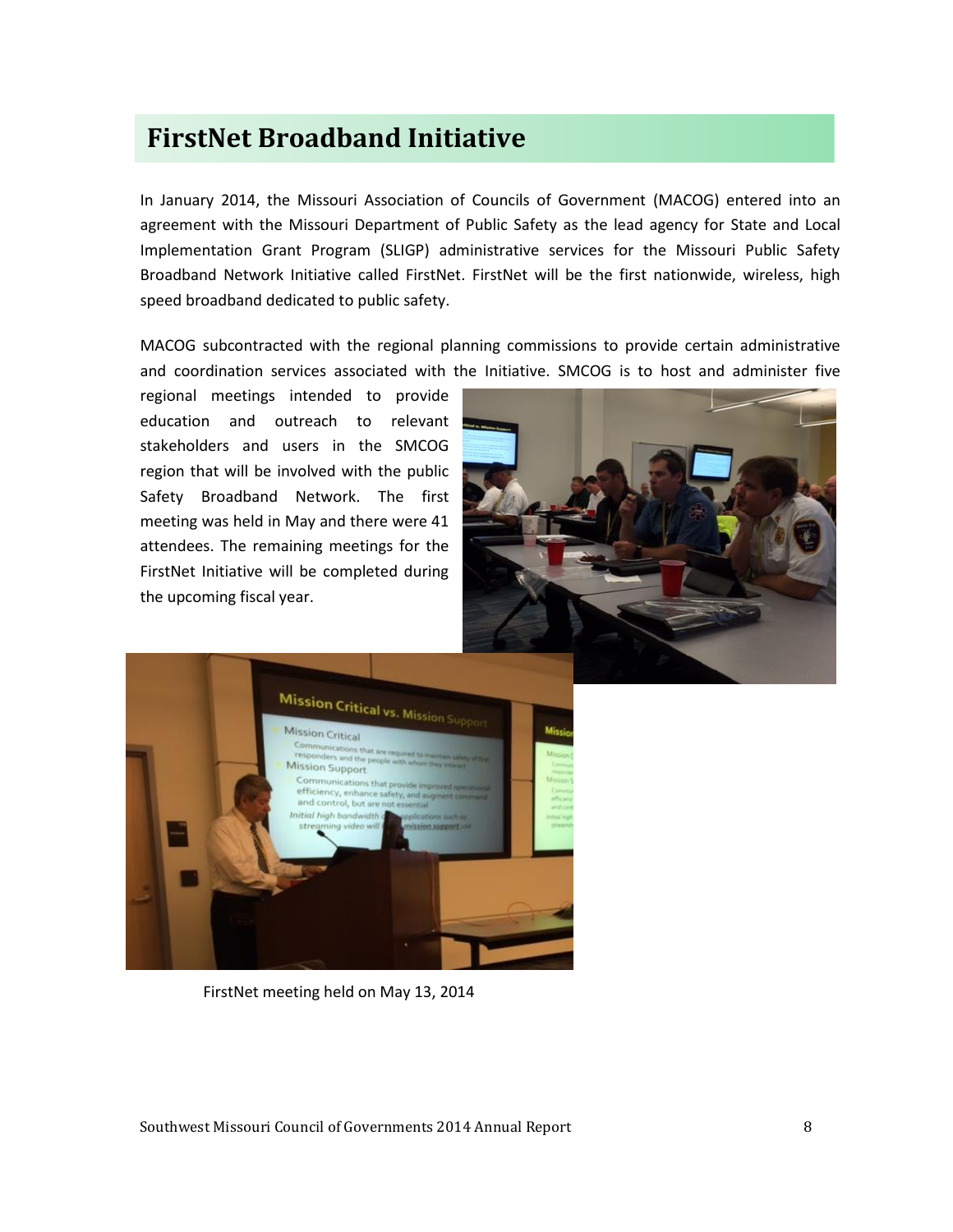# FirstNet Broadband Initiative

In January 2014, the Missouri Association of Councils of Government (MACOG) entered into an agreement with the Missouri Department of Public Safety as the lead agency for State and Local Implementation Grant Program (SLIGP) administrative services for the Missouri Public Safety Broadband Network Initiative called FirstNet. FirstNet will be the first nationwide, wireless, high speed broadband dedicated to public safety.

MACOG subcontracted with the regional planning commissions to provide certain administrative and coordination services associated with the Initiative. SMCOG is to host and administer five regional meetings intended to provide education and outreach to relevant stakeholders and users in the SMCOG region that will be involved with the public Safety Broadband Network. The first meeting was held in May and there were 41 attendees. The remaining meetings for the FirstNet Initiative will be completed during the upcoming fiscal year.

FirstNet meeting held on May 13, 2014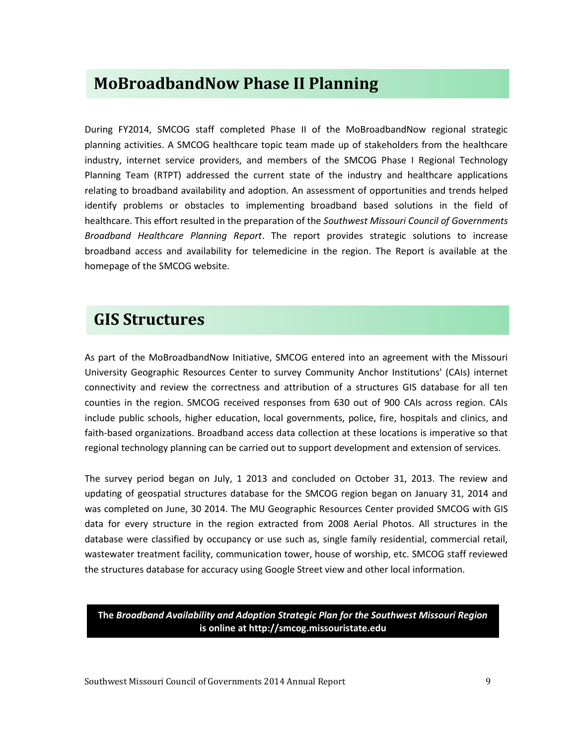## MoBroadbandNow Phase II Planning

During FY2014, SMCOG staff completed Phase II of the MoBroadbandNow regional strategic planning activities. A SMCOG healthcare topic team made up of stakeholders from the healthcare industry, internet service providers, and members of the SMCOG Phase I Regional Technology Planning Team (RTPT) addressed the current state of the industry and healthcare applications relating to broadband availability and adoption. An assessment of opportunities and trends helped identify problems or obstacles to implementing broadband based solutions in the field of healthcare. This effort resulted in the preparation of the *Southwest Missouri Council of Governments Broadband Healthcare Planning Report*. The report provides strategic solutions to increase broadband access and availability for telemedicine in the region. The Report is available at the homepage of the SMCOG website.

## GIS Structures

As part of the MoBroadbandNow Initiative, SMCOG entered into an agreement with the Missouri University Geographic Resources Center to survey Community Anchor Institutions' (CAIs) internet connectivity and review the correctness and attribution of a structures GIS database for all ten counties in the region. SMCOG received responses from 630 out of 900 CAIs across region. CAIs include public schools, higher education, local governments, police, fire, hospitals and clinics, and faith-based organizations. Broadband access data collection at these locations is imperative so that regional technology planning can be carried out to support development and extension of services.

The survey period began on July, 1 2013 and concluded on October 31, 2013. The review and updating of geospatial structures database for the SMCOG region began on January 31, 2014 and was completed on June, 30 2014. The MU Geographic Resources Center provided SMCOG with GIS data for every structure in the region extracted from 2008 Aerial Photos. All structures in the database were classified by occupancy or use such as, single family residential, commercial retail, wastewater treatment facility, communication tower, house of worship, etc. SMCOG staff reviewed the structures database for accuracy using Google Street view and other local information.

**The *Broadband Availability and Adoption Strategic Plan for the Southwest Missouri Region* is online at http://smcog.missouristate.edu**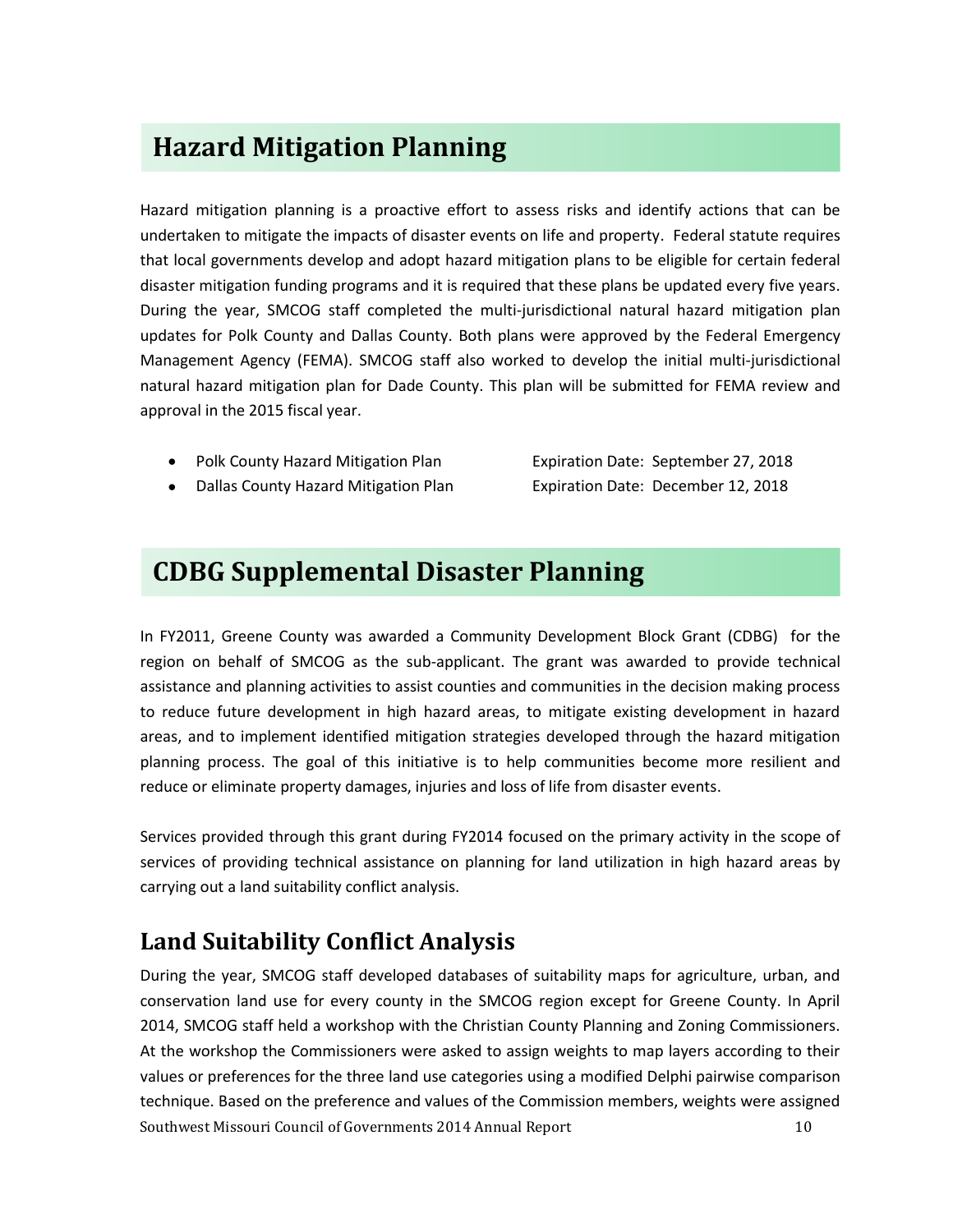## Hazard Mitigation Planning

Hazard mitigation planning is a proactive effort to assess risks and identify actions that can be undertaken to mitigate the impacts of disaster events on life and property. Federal statute requires that local governments develop and adopt hazard mitigation plans to be eligible for certain federal disaster mitigation funding programs and it is required that these plans be updated every five years. During the year, SMCOG staff completed the multi-jurisdictional natural hazard mitigation plan updates for Polk County and Dallas County. Both plans were approved by the Federal Emergency Management Agency (FEMA). SMCOG staff also worked to develop the initial multi-jurisdictional natural hazard mitigation plan for Dade County. This plan will be submitted for FEMA review and approval in the 2015 fiscal year.

- Polk County Hazard Mitigation Plan — Expiration Date: September 27, 2018
- Dallas County Hazard Mitigation Plan — Expiration Date: December 12, 2018

## CDBG Supplemental Disaster Planning

In FY2011, Greene County was awarded a Community Development Block Grant (CDBG) for the region on behalf of SMCOG as the sub-applicant. The grant was awarded to provide technical assistance and planning activities to assist counties and communities in the decision making process to reduce future development in high hazard areas, to mitigate existing development in hazard areas, and to implement identified mitigation strategies developed through the hazard mitigation planning process. The goal of this initiative is to help communities become more resilient and reduce or eliminate property damages, injuries and loss of life from disaster events.

Services provided through this grant during FY2014 focused on the primary activity in the scope of services of providing technical assistance on planning for land utilization in high hazard areas by carrying out a land suitability conflict analysis.

### Land Suitability Conflict Analysis

During the year, SMCOG staff developed databases of suitability maps for agriculture, urban, and conservation land use for every county in the SMCOG region except for Greene County. In April 2014, SMCOG staff held a workshop with the Christian County Planning and Zoning Commissioners. At the workshop the Commissioners were asked to assign weights to map layers according to their values or preferences for the three land use categories using a modified Delphi pairwise comparison technique. Based on the preference and values of the Commission members, weights were assigned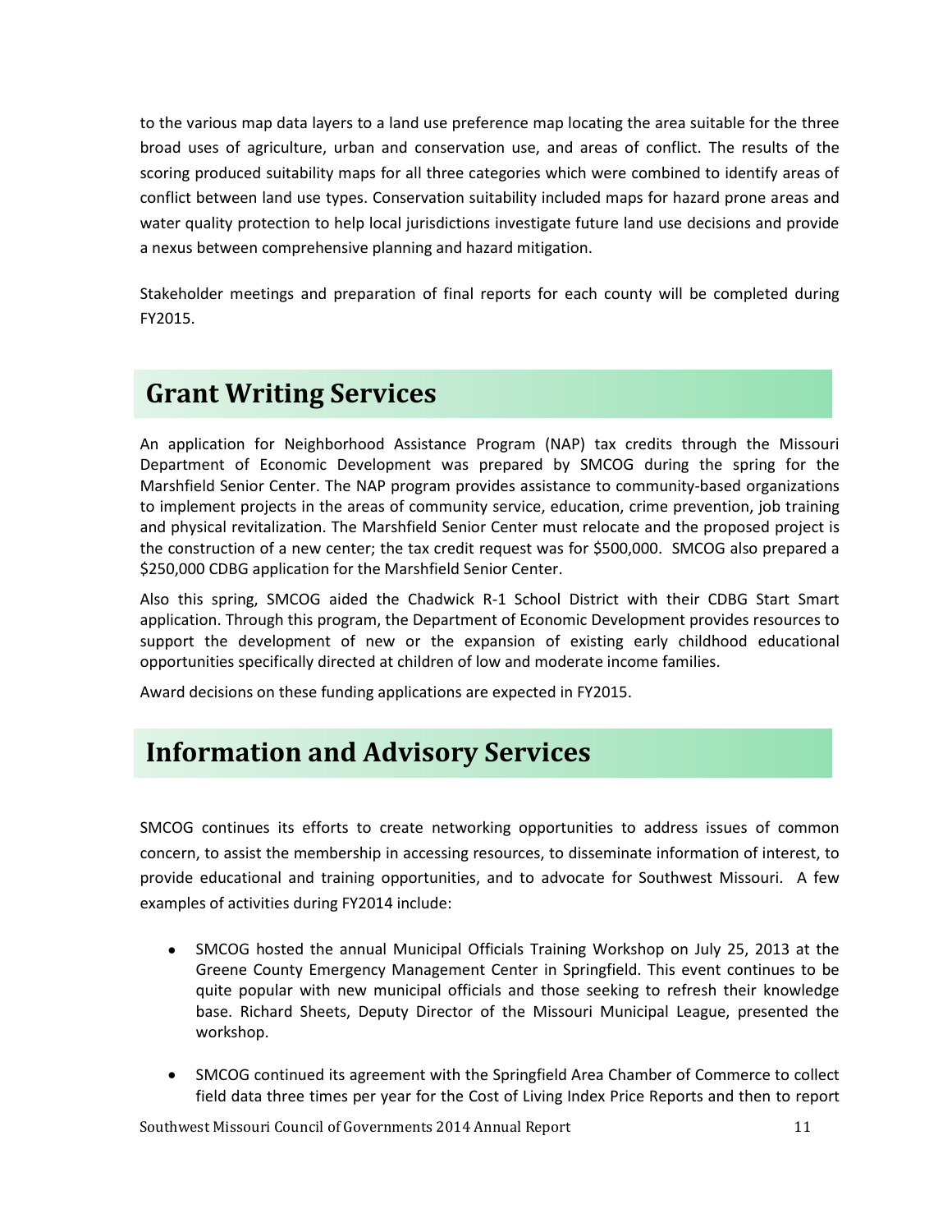to the various map data layers to a land use preference map locating the area suitable for the three broad uses of agriculture, urban and conservation use, and areas of conflict. The results of the scoring produced suitability maps for all three categories which were combined to identify areas of conflict between land use types. Conservation suitability included maps for hazard prone areas and water quality protection to help local jurisdictions investigate future land use decisions and provide a nexus between comprehensive planning and hazard mitigation.

Stakeholder meetings and preparation of final reports for each county will be completed during FY2015.

## Grant Writing Services

An application for Neighborhood Assistance Program (NAP) tax credits through the Missouri Department of Economic Development was prepared by SMCOG during the spring for the Marshfield Senior Center. The NAP program provides assistance to community-based organizations to implement projects in the areas of community service, education, crime prevention, job training and physical revitalization. The Marshfield Senior Center must relocate and the proposed project is the construction of a new center; the tax credit request was for $500,000. SMCOG also prepared a $250,000 CDBG application for the Marshfield Senior Center.

Also this spring, SMCOG aided the Chadwick R-1 School District with their CDBG Start Smart application. Through this program, the Department of Economic Development provides resources to support the development of new or the expansion of existing early childhood educational opportunities specifically directed at children of low and moderate income families.

Award decisions on these funding applications are expected in FY2015.

## Information and Advisory Services

SMCOG continues its efforts to create networking opportunities to address issues of common concern, to assist the membership in accessing resources, to disseminate information of interest, to provide educational and training opportunities, and to advocate for Southwest Missouri. A few examples of activities during FY2014 include:

- SMCOG hosted the annual Municipal Officials Training Workshop on July 25, 2013 at the Greene County Emergency Management Center in Springfield. This event continues to be quite popular with new municipal officials and those seeking to refresh their knowledge base. Richard Sheets, Deputy Director of the Missouri Municipal League, presented the workshop.
- SMCOG continued its agreement with the Springfield Area Chamber of Commerce to collect field data three times per year for the Cost of Living Index Price Reports and then to report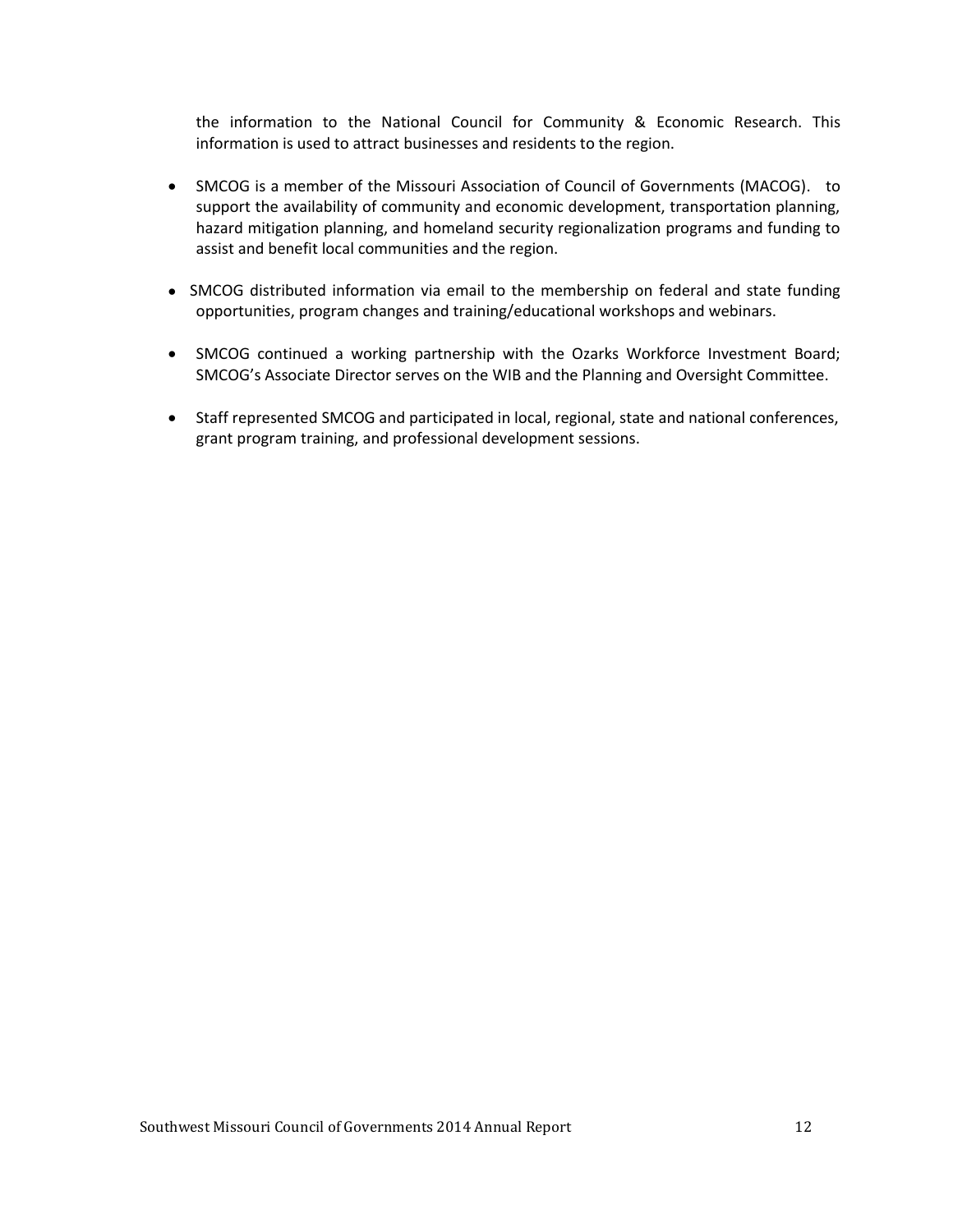the information to the National Council for Community & Economic Research. This information is used to attract businesses and residents to the region.

- SMCOG is a member of the Missouri Association of Council of Governments (MACOG). to support the availability of community and economic development, transportation planning, hazard mitigation planning, and homeland security regionalization programs and funding to assist and benefit local communities and the region.

- SMCOG distributed information via email to the membership on federal and state funding opportunities, program changes and training/educational workshops and webinars.

- SMCOG continued a working partnership with the Ozarks Workforce Investment Board; SMCOG's Associate Director serves on the WIB and the Planning and Oversight Committee.

- Staff represented SMCOG and participated in local, regional, state and national conferences, grant program training, and professional development sessions.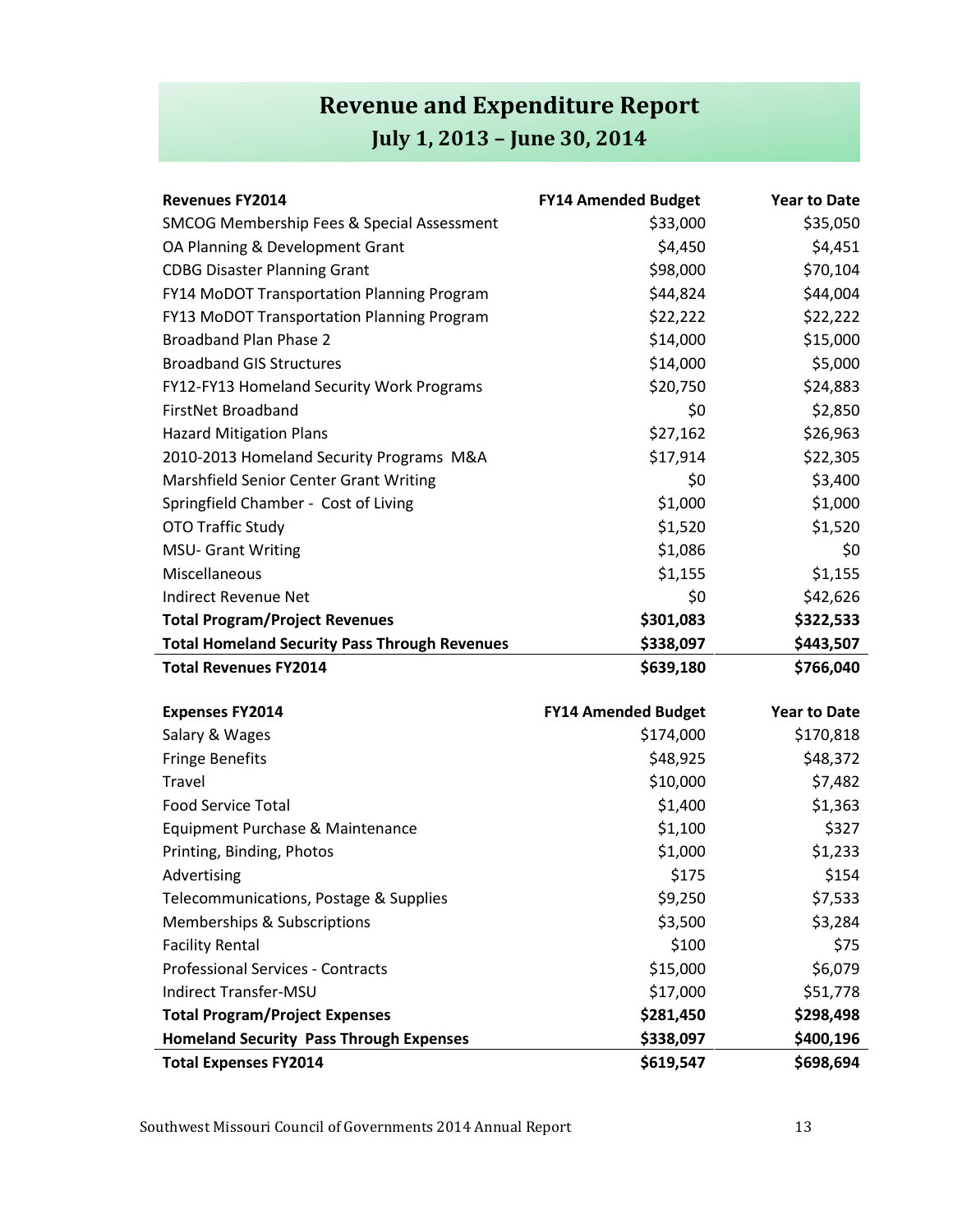# Revenue and Expenditure Report

## July 1, 2013 – June 30, 2014

| **Revenues FY2014** | **FY14 Amended Budget** | **Year to Date** |
|---|---|---|
| SMCOG Membership Fees & Special Assessment | $33,000 | $35,050 |
| OA Planning & Development Grant | $4,450 | $4,451 |
| CDBG Disaster Planning Grant | $98,000 | $70,104 |
| FY14 MoDOT Transportation Planning Program | $44,824 | $44,004 |
| FY13 MoDOT Transportation Planning Program | $22,222 | $22,222 |
| Broadband Plan Phase 2 | $14,000 | $15,000 |
| Broadband GIS Structures | $14,000 | $5,000 |
| FY12-FY13 Homeland Security Work Programs | $20,750 | $24,883 |
| FirstNet Broadband | $0 | $2,850 |
| Hazard Mitigation Plans | $27,162 | $26,963 |
| 2010-2013 Homeland Security Programs M&A | $17,914 | $22,305 |
| Marshfield Senior Center Grant Writing | $0 | $3,400 |
| Springfield Chamber - Cost of Living | $1,000 | $1,000 |
| OTO Traffic Study | $1,520 | $1,520 |
| MSU- Grant Writing | $1,086 | $0 |
| Miscellaneous | $1,155 | $1,155 |
| Indirect Revenue Net | $0 | $42,626 |
| **Total Program/Project Revenues** | **$301,083** | **$322,533** |
| **Total Homeland Security Pass Through Revenues** | **$338,097** | **$443,507** |
| **Total Revenues FY2014** | **$639,180** | **$766,040** |

| **Expenses FY2014** | **FY14 Amended Budget** | **Year to Date** |
|---|---|---|
| Salary & Wages | $174,000 | $170,818 |
| Fringe Benefits | $48,925 | $48,372 |
| Travel | $10,000 | $7,482 |
| Food Service Total | $1,400 | $1,363 |
| Equipment Purchase & Maintenance | $1,100 | $327 |
| Printing, Binding, Photos | $1,000 | $1,233 |
| Advertising | $175 | $154 |
| Telecommunications, Postage & Supplies | $9,250 | $7,533 |
| Memberships & Subscriptions | $3,500 | $3,284 |
| Facility Rental | $100 | $75 |
| Professional Services - Contracts | $15,000 | $6,079 |
| Indirect Transfer-MSU | $17,000 | $51,778 |
| **Total Program/Project Expenses** | **$281,450** | **$298,498** |
| **Homeland Security Pass Through Expenses** | **$338,097** | **$400,196** |
| **Total Expenses FY2014** | **$619,547** | **$698,694** |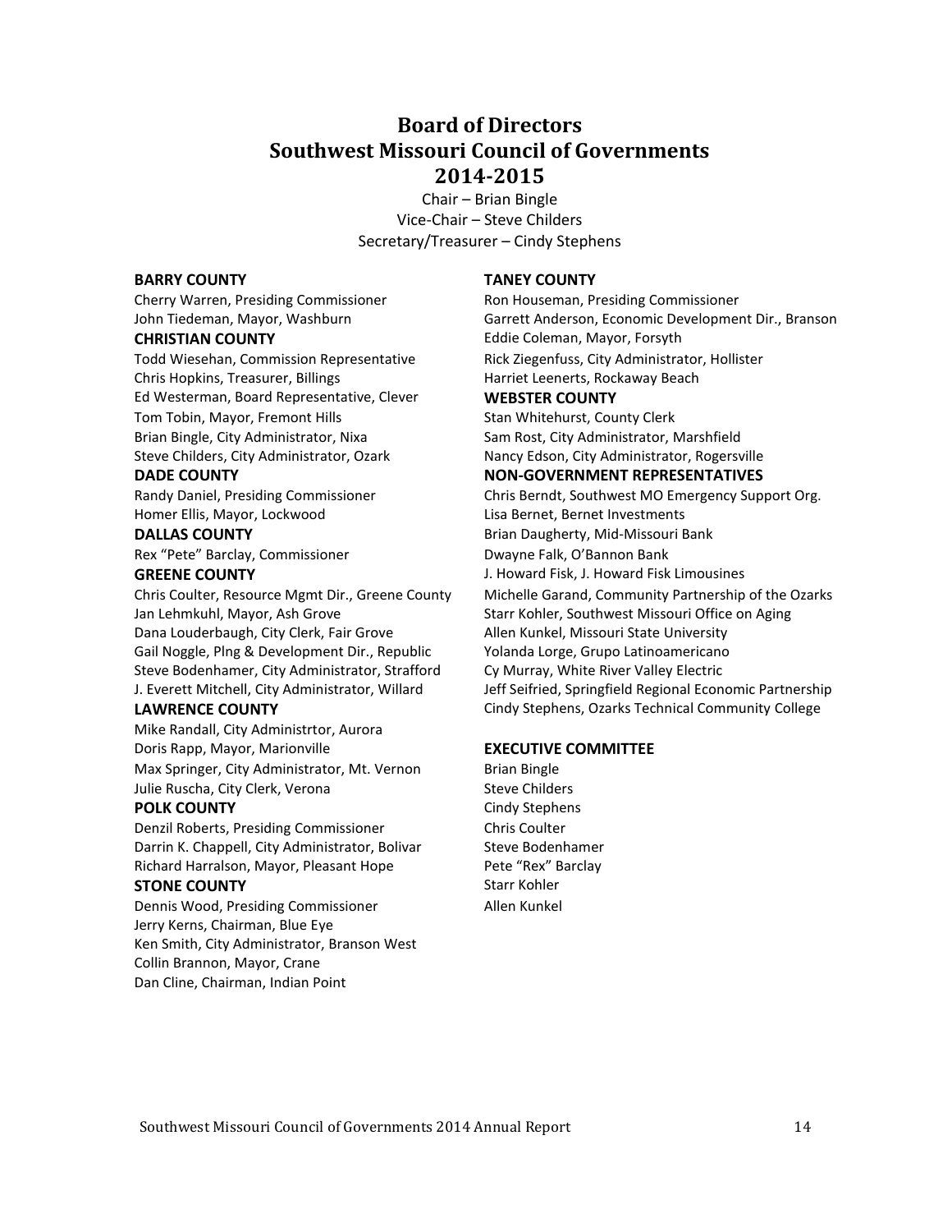# Board of Directors
# Southwest Missouri Council of Governments
# 2014-2015

Chair – Brian Bingle
Vice-Chair – Steve Childers
Secretary/Treasurer – Cindy Stephens

**BARRY COUNTY**
Cherry Warren, Presiding Commissioner
John Tiedeman, Mayor, Washburn

**CHRISTIAN COUNTY**
Todd Wiesehan, Commission Representative
Chris Hopkins, Treasurer, Billings
Ed Westerman, Board Representative, Clever
Tom Tobin, Mayor, Fremont Hills
Brian Bingle, City Administrator, Nixa
Steve Childers, City Administrator, Ozark

**DADE COUNTY**
Randy Daniel, Presiding Commissioner
Homer Ellis, Mayor, Lockwood

**DALLAS COUNTY**
Rex "Pete" Barclay, Commissioner

**GREENE COUNTY**
Chris Coulter, Resource Mgmt Dir., Greene County
Jan Lehmkuhl, Mayor, Ash Grove
Dana Louderbaugh, City Clerk, Fair Grove
Gail Noggle, Plng & Development Dir., Republic
Steve Bodenhamer, City Administrator, Strafford
J. Everett Mitchell, City Administrator, Willard

**LAWRENCE COUNTY**
Mike Randall, City Administrtor, Aurora
Doris Rapp, Mayor, Marionville
Max Springer, City Administrator, Mt. Vernon
Julie Ruscha, City Clerk, Verona

**POLK COUNTY**
Denzil Roberts, Presiding Commissioner
Darrin K. Chappell, City Administrator, Bolivar
Richard Harralson, Mayor, Pleasant Hope

**STONE COUNTY**
Dennis Wood, Presiding Commissioner
Jerry Kerns, Chairman, Blue Eye
Ken Smith, City Administrator, Branson West
Collin Brannon, Mayor, Crane
Dan Cline, Chairman, Indian Point

**TANEY COUNTY**
Ron Houseman, Presiding Commissioner
Garrett Anderson, Economic Development Dir., Branson
Eddie Coleman, Mayor, Forsyth
Rick Ziegenfuss, City Administrator, Hollister
Harriet Leenerts, Rockaway Beach

**WEBSTER COUNTY**
Stan Whitehurst, County Clerk
Sam Rost, City Administrator, Marshfield
Nancy Edson, City Administrator, Rogersville

**NON-GOVERNMENT REPRESENTATIVES**
Chris Berndt, Southwest MO Emergency Support Org.
Lisa Bernet, Bernet Investments
Brian Daugherty, Mid-Missouri Bank
Dwayne Falk, O'Bannon Bank
J. Howard Fisk, J. Howard Fisk Limousines
Michelle Garand, Community Partnership of the Ozarks
Starr Kohler, Southwest Missouri Office on Aging
Allen Kunkel, Missouri State University
Yolanda Lorge, Grupo Latinoamericano
Cy Murray, White River Valley Electric
Jeff Seifried, Springfield Regional Economic Partnership
Cindy Stephens, Ozarks Technical Community College

**EXECUTIVE COMMITTEE**
Brian Bingle
Steve Childers
Cindy Stephens
Chris Coulter
Steve Bodenhamer
Pete "Rex" Barclay
Starr Kohler
Allen Kunkel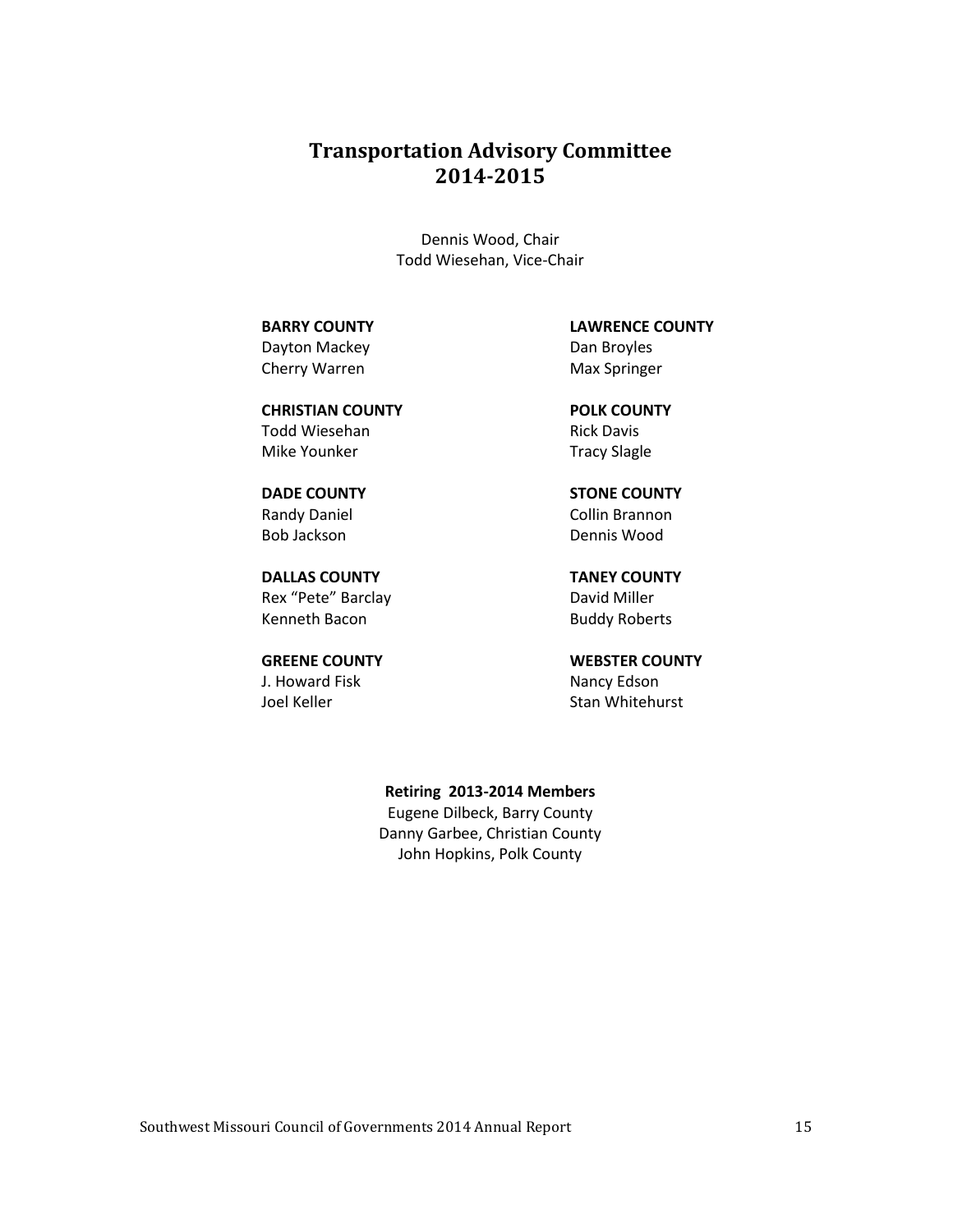# Transportation Advisory Committee 2014-2015

Dennis Wood, Chair
Todd Wiesehan, Vice-Chair

**BARRY COUNTY**
Dayton Mackey
Cherry Warren

**CHRISTIAN COUNTY**
Todd Wiesehan
Mike Younker

**DADE COUNTY**
Randy Daniel
Bob Jackson

**DALLAS COUNTY**
Rex "Pete" Barclay
Kenneth Bacon

**GREENE COUNTY**
J. Howard Fisk
Joel Keller

**LAWRENCE COUNTY**
Dan Broyles
Max Springer

**POLK COUNTY**
Rick Davis
Tracy Slagle

**STONE COUNTY**
Collin Brannon
Dennis Wood

**TANEY COUNTY**
David Miller
Buddy Roberts

**WEBSTER COUNTY**
Nancy Edson
Stan Whitehurst

**Retiring 2013-2014 Members**
Eugene Dilbeck, Barry County
Danny Garbee, Christian County
John Hopkins, Polk County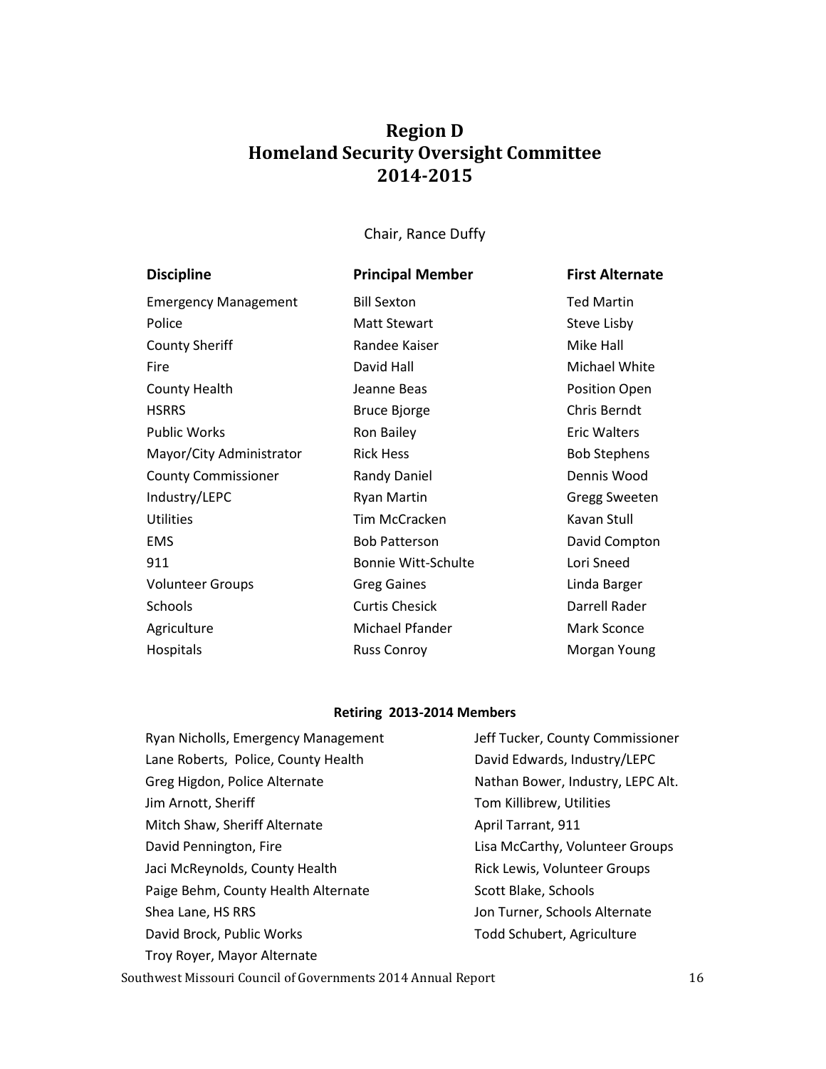# Region D
# Homeland Security Oversight Committee
# 2014-2015

Chair, Rance Duffy

| Discipline | Principal Member | First Alternate |
|---|---|---|
| Emergency Management | Bill Sexton | Ted Martin |
| Police | Matt Stewart | Steve Lisby |
| County Sheriff | Randee Kaiser | Mike Hall |
| Fire | David Hall | Michael White |
| County Health | Jeanne Beas | Position Open |
| HSRRS | Bruce Bjorge | Chris Berndt |
| Public Works | Ron Bailey | Eric Walters |
| Mayor/City Administrator | Rick Hess | Bob Stephens |
| County Commissioner | Randy Daniel | Dennis Wood |
| Industry/LEPC | Ryan Martin | Gregg Sweeten |
| Utilities | Tim McCracken | Kavan Stull |
| EMS | Bob Patterson | David Compton |
| 911 | Bonnie Witt-Schulte | Lori Sneed |
| Volunteer Groups | Greg Gaines | Linda Barger |
| Schools | Curtis Chesick | Darrell Rader |
| Agriculture | Michael Pfander | Mark Sconce |
| Hospitals | Russ Conroy | Morgan Young |

**Retiring 2013-2014 Members**

Ryan Nicholls, Emergency Management
Lane Roberts, Police, County Health
Greg Higdon, Police Alternate
Jim Arnott, Sheriff
Mitch Shaw, Sheriff Alternate
David Pennington, Fire
Jaci McReynolds, County Health
Paige Behm, County Health Alternate
Shea Lane, HS RRS
David Brock, Public Works
Troy Royer, Mayor Alternate
Jeff Tucker, County Commissioner
David Edwards, Industry/LEPC
Nathan Bower, Industry, LEPC Alt.
Tom Killibrew, Utilities
April Tarrant, 911
Lisa McCarthy, Volunteer Groups
Rick Lewis, Volunteer Groups
Scott Blake, Schools
Jon Turner, Schools Alternate
Todd Schubert, Agriculture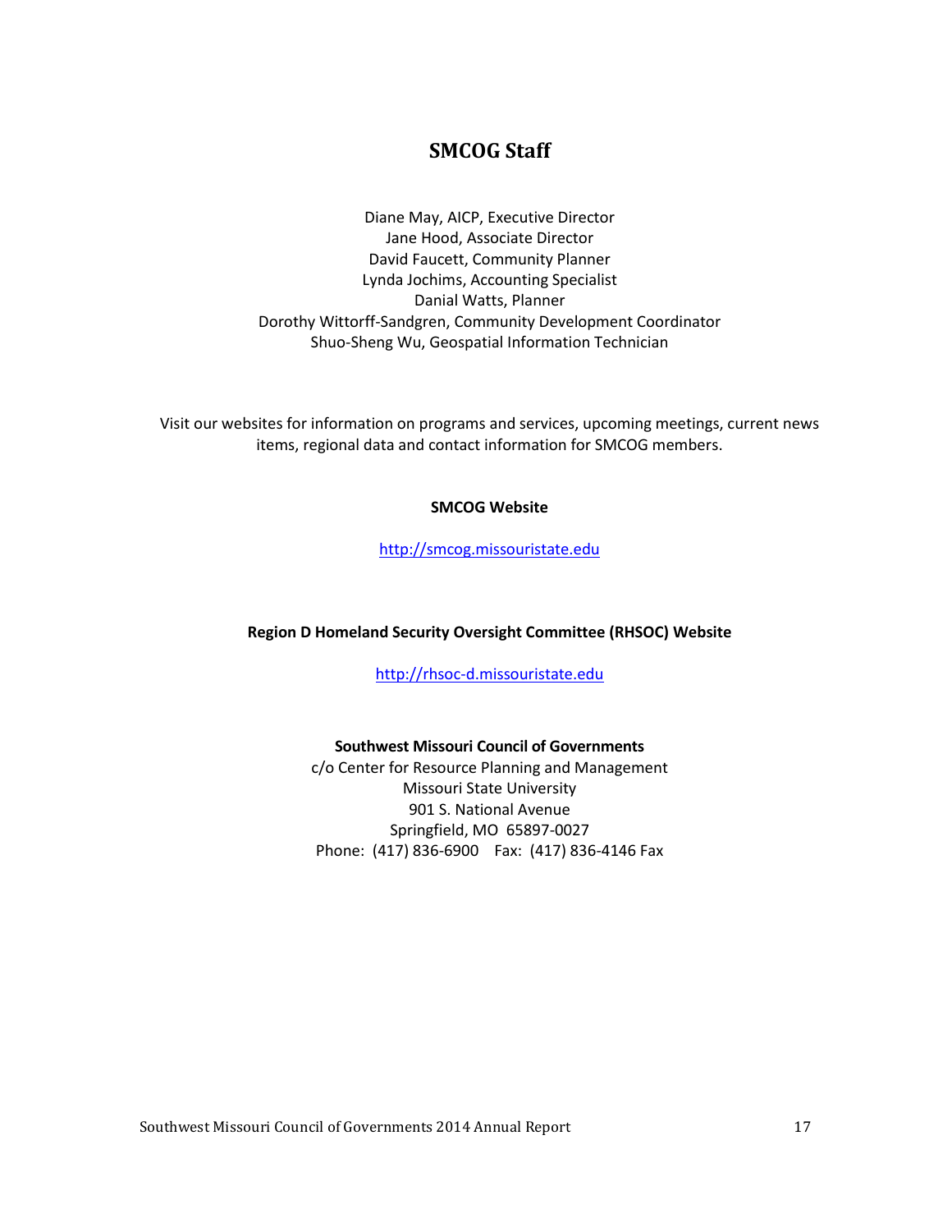# SMCOG Staff

Diane May, AICP, Executive Director
Jane Hood, Associate Director
David Faucett, Community Planner
Lynda Jochims, Accounting Specialist
Danial Watts, Planner
Dorothy Wittorff-Sandgren, Community Development Coordinator
Shuo-Sheng Wu, Geospatial Information Technician

Visit our websites for information on programs and services, upcoming meetings, current news items, regional data and contact information for SMCOG members.

**SMCOG Website**

http://smcog.missouristate.edu

**Region D Homeland Security Oversight Committee (RHSOC) Website**

http://rhsoc-d.missouristate.edu

**Southwest Missouri Council of Governments**
c/o Center for Resource Planning and Management
Missouri State University
901 S. National Avenue
Springfield, MO 65897-0027
Phone: (417) 836-6900 Fax: (417) 836-4146 Fax